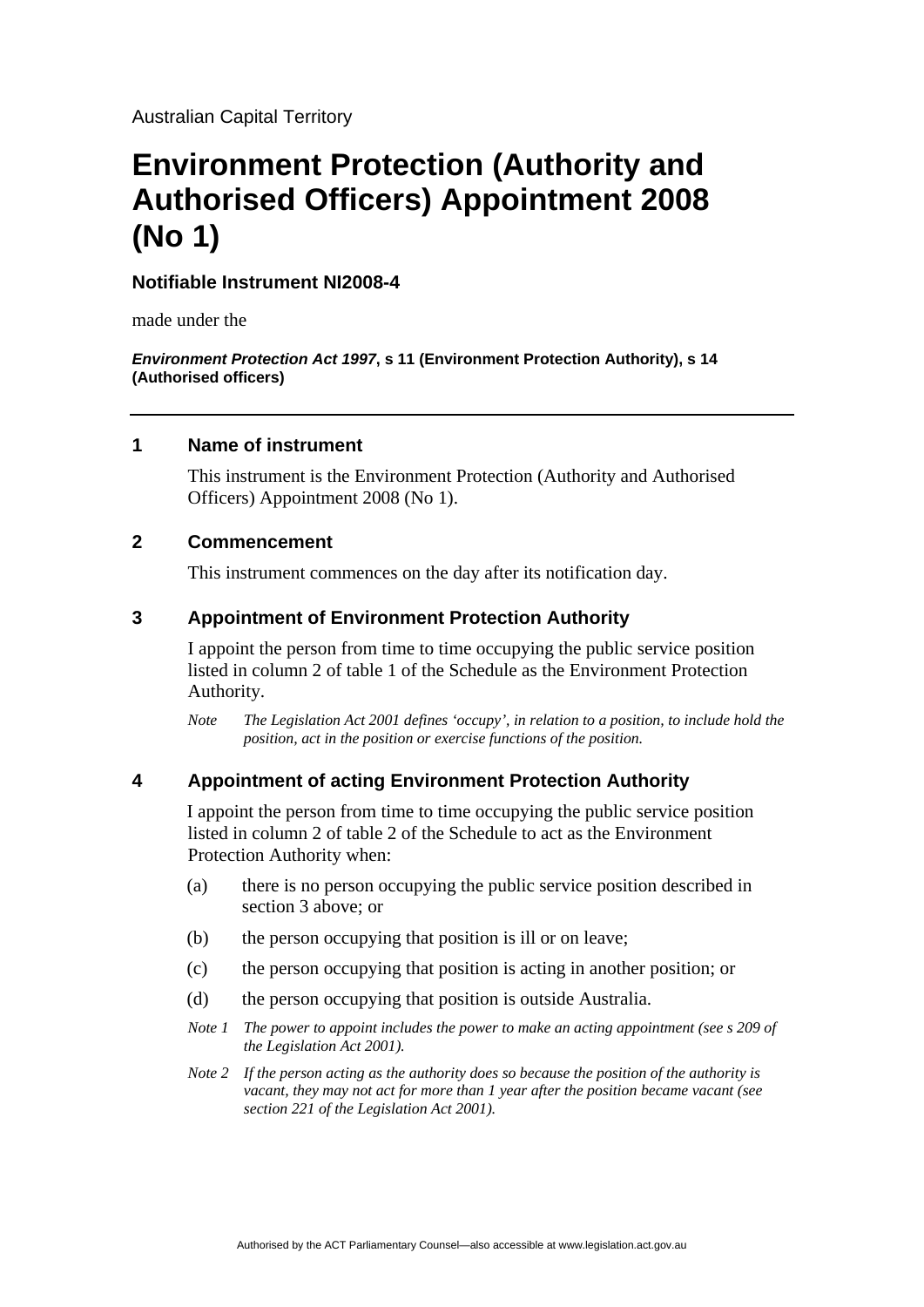Australian Capital Territory

# Environment Protection (Authority and Authorised Officers) Appointment 2008 (No 1)

**Notifiable Instrument NI2008-4**

made under the

***Environment Protection Act 1997*, s 11 (Environment Protection Authority), s 14 (Authorised officers)**

---

## 1 Name of instrument

This instrument is the Environment Protection (Authority and Authorised Officers) Appointment 2008 (No 1).

## 2 Commencement

This instrument commences on the day after its notification day.

## 3 Appointment of Environment Protection Authority

I appoint the person from time to time occupying the public service position listed in column 2 of table 1 of the Schedule as the Environment Protection Authority.

*Note The Legislation Act 2001 defines 'occupy', in relation to a position, to include hold the position, act in the position or exercise functions of the position.*

## 4 Appointment of acting Environment Protection Authority

I appoint the person from time to time occupying the public service position listed in column 2 of table 2 of the Schedule to act as the Environment Protection Authority when:

(a) there is no person occupying the public service position described in section 3 above; or

(b) the person occupying that position is ill or on leave;

(c) the person occupying that position is acting in another position; or

(d) the person occupying that position is outside Australia.

*Note 1 The power to appoint includes the power to make an acting appointment (see s 209 of the Legislation Act 2001).*

*Note 2 If the person acting as the authority does so because the position of the authority is vacant, they may not act for more than 1 year after the position became vacant (see section 221 of the Legislation Act 2001).*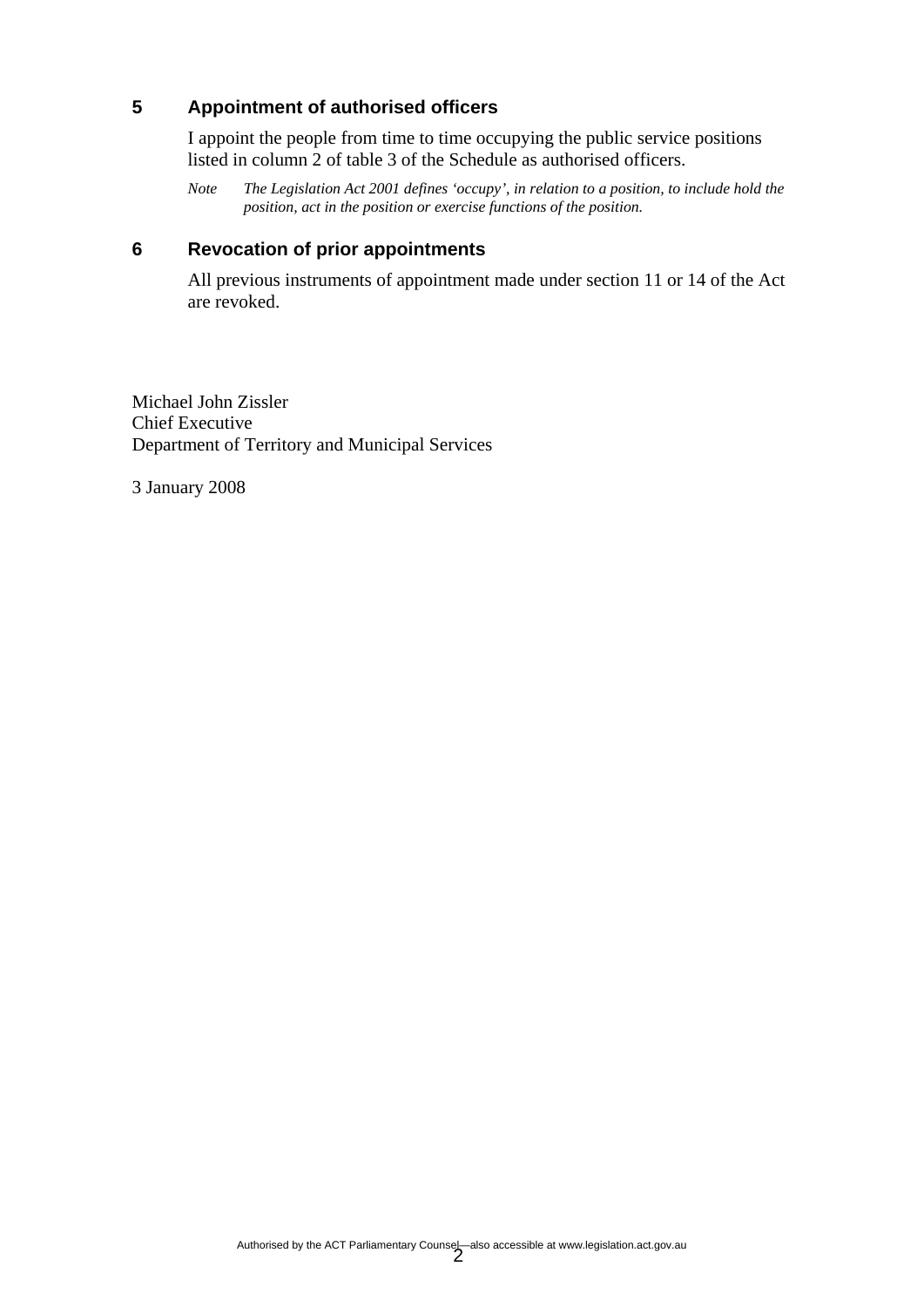## 5 Appointment of authorised officers

I appoint the people from time to time occupying the public service positions listed in column 2 of table 3 of the Schedule as authorised officers.

*Note The Legislation Act 2001 defines 'occupy', in relation to a position, to include hold the position, act in the position or exercise functions of the position.*

## 6 Revocation of prior appointments

All previous instruments of appointment made under section 11 or 14 of the Act are revoked.

Michael John Zissler
Chief Executive
Department of Territory and Municipal Services

3 January 2008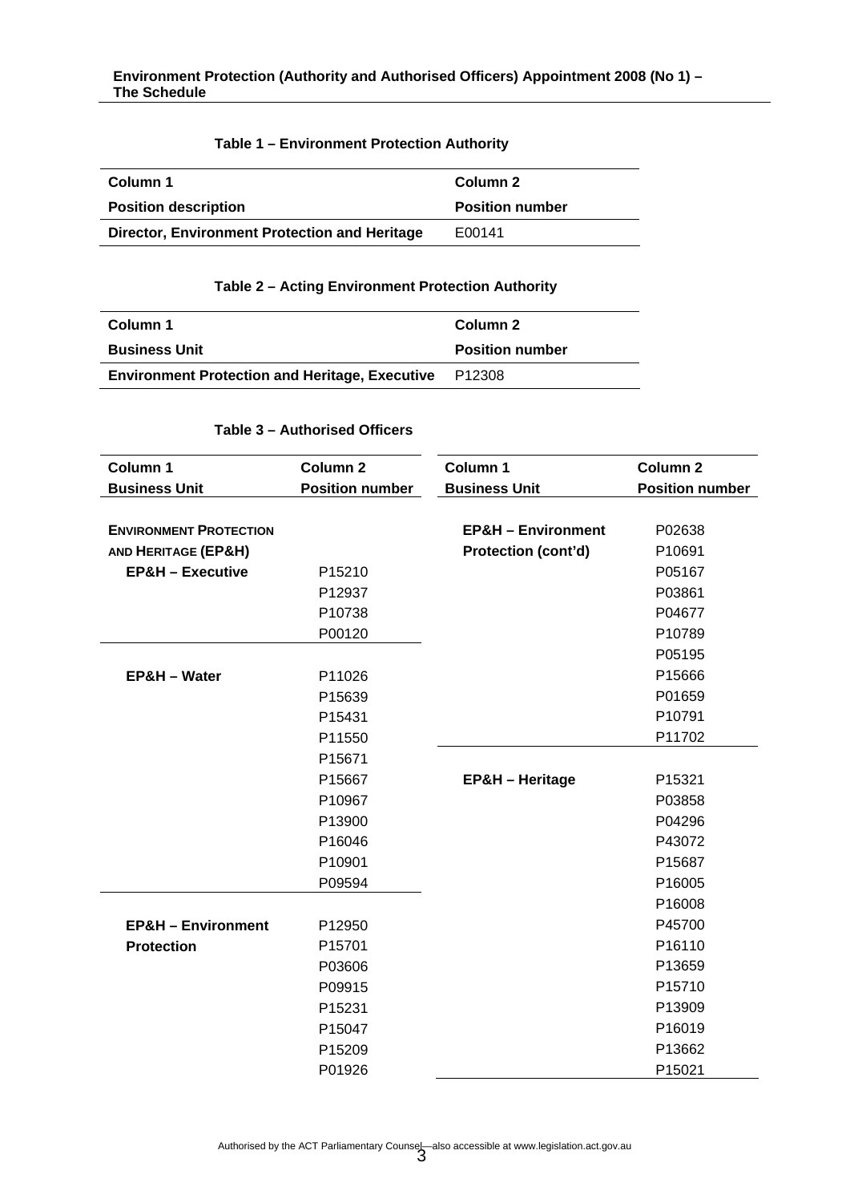**Table 1 – Environment Protection Authority**

| Column 1 | Column 2 |
|---|---|
| **Position description** | **Position number** |
| **Director, Environment Protection and Heritage** | E00141 |

**Table 2 – Acting Environment Protection Authority**

| Column 1 | Column 2 |
|---|---|
| **Business Unit** | **Position number** |
| **Environment Protection and Heritage, Executive** | P12308 |

**Table 3 – Authorised Officers**

| Column 1 | Column 2 |
|---|---|
| **Business Unit** | **Position number** |
| **ENVIRONMENT PROTECTION AND HERITAGE (EP&H)** | |
| **EP&H – Executive** | P15210 |
| | P12937 |
| | P10738 |
| | P00120 |
| **EP&H – Water** | P11026 |
| | P15639 |
| | P15431 |
| | P11550 |
| | P15671 |
| | P15667 |
| | P10967 |
| | P13900 |
| | P16046 |
| | P10901 |
| | P09594 |
| **EP&H – Environment Protection** | P12950 |
| | P15701 |
| | P03606 |
| | P09915 |
| | P15231 |
| | P15047 |
| | P15209 |
| | P01926 |
| **EP&H – Environment Protection (cont'd)** | P02638 |
| | P10691 |
| | P05167 |
| | P03861 |
| | P04677 |
| | P10789 |
| | P05195 |
| | P15666 |
| | P01659 |
| | P10791 |
| | P11702 |
| **EP&H – Heritage** | P15321 |
| | P03858 |
| | P04296 |
| | P43072 |
| | P15687 |
| | P16005 |
| | P16008 |
| | P45700 |
| | P16110 |
| | P13659 |
| | P15710 |
| | P13909 |
| | P16019 |
| | P13662 |
| | P15021 |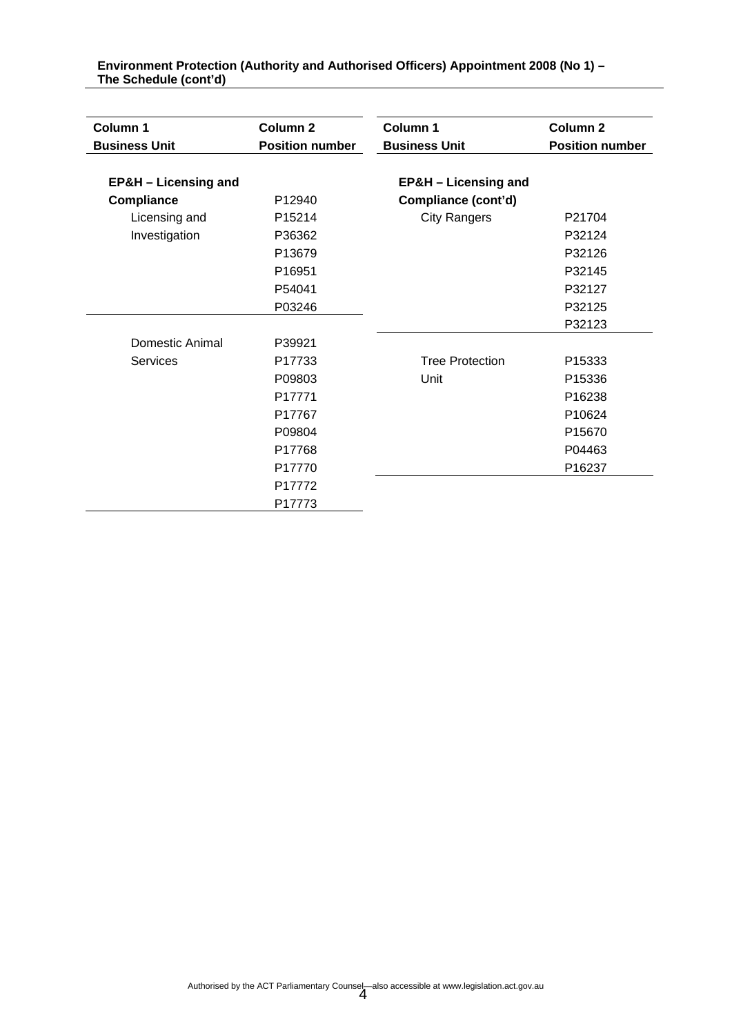**Environment Protection (Authority and Authorised Officers) Appointment 2008 (No 1) – The Schedule (cont'd)**

| Column 1<br>Business Unit | Column 2<br>Position number |
|---|---|
| **EP&H – Licensing and Compliance** | P12940 |
| Licensing and Investigation | P15214 |
| | P36362 |
| | P13679 |
| | P16951 |
| | P54041 |
| | P03246 |
| Domestic Animal Services | P39921 |
| | P17733 |
| | P09803 |
| | P17771 |
| | P17767 |
| | P09804 |
| | P17768 |
| | P17770 |
| | P17772 |
| | P17773 |

| Column 1<br>Business Unit | Column 2<br>Position number |
|---|---|
| **EP&H – Licensing and Compliance (cont'd)** | |
| City Rangers | P21704 |
| | P32124 |
| | P32126 |
| | P32145 |
| | P32127 |
| | P32125 |
| | P32123 |
| Tree Protection Unit | P15333 |
| | P15336 |
| | P16238 |
| | P10624 |
| | P15670 |
| | P04463 |
| | P16237 |

Authorised by the ACT Parliamentary Counsel—also accessible at www.legislation.act.gov.au